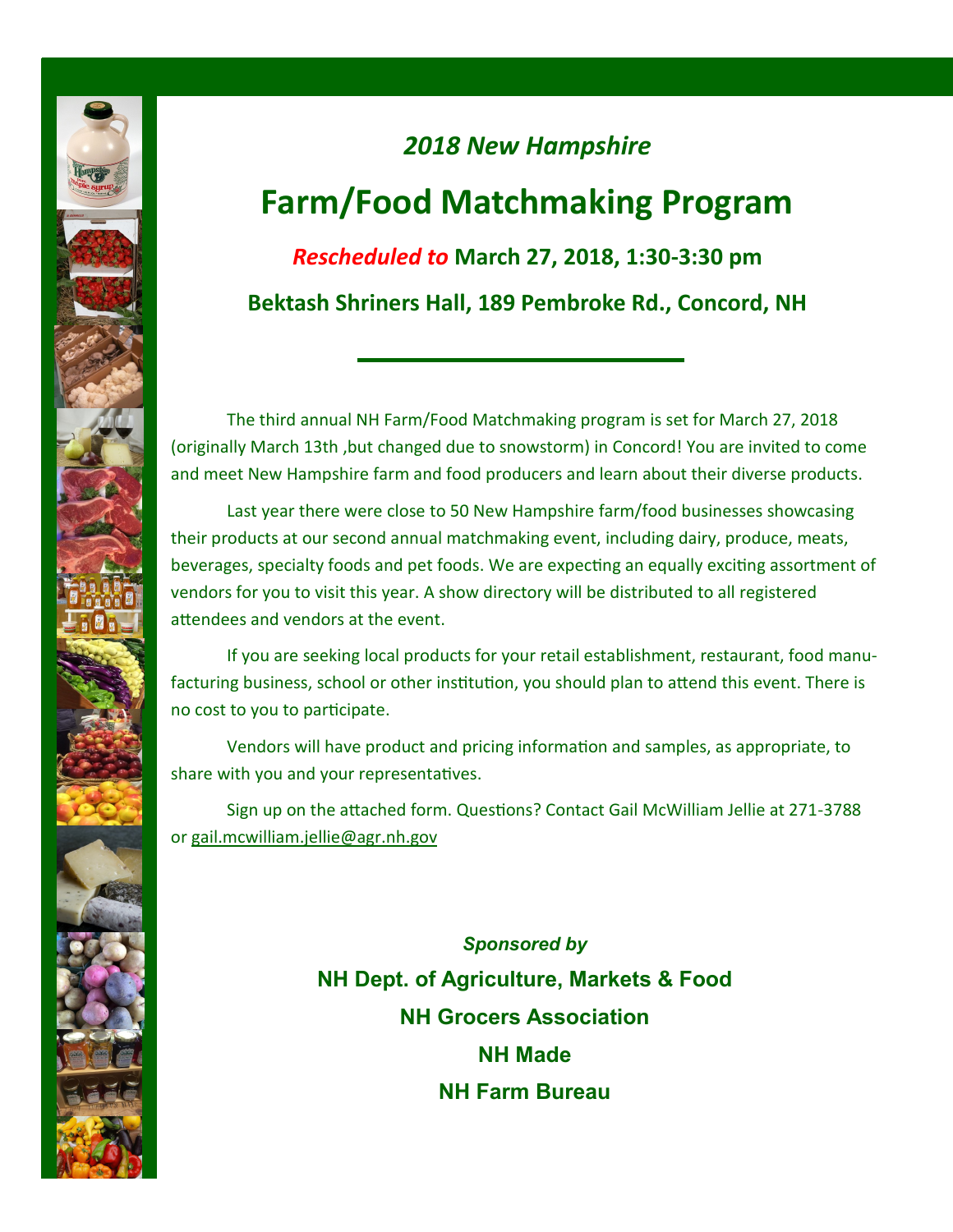*2018 New Hampshire*

# Farm/Food Matchmaking Program

***Rescheduled to*** **March 27, 2018, 1:30-3:30 pm**

**Bektash Shriners Hall, 189 Pembroke Rd., Concord, NH**

---

The third annual NH Farm/Food Matchmaking program is set for March 27, 2018 (originally March 13th ,but changed due to snowstorm) in Concord! You are invited to come and meet New Hampshire farm and food producers and learn about their diverse products.

Last year there were close to 50 New Hampshire farm/food businesses showcasing their products at our second annual matchmaking event, including dairy, produce, meats, beverages, specialty foods and pet foods. We are expecting an equally exciting assortment of vendors for you to visit this year. A show directory will be distributed to all registered attendees and vendors at the event.

If you are seeking local products for your retail establishment, restaurant, food manufacturing business, school or other institution, you should plan to attend this event. There is no cost to you to participate.

Vendors will have product and pricing information and samples, as appropriate, to share with you and your representatives.

Sign up on the attached form. Questions? Contact Gail McWilliam Jellie at 271-3788 or gail.mcwilliam.jellie@agr.nh.gov

***Sponsored by***

**NH Dept. of Agriculture, Markets & Food**

**NH Grocers Association**

**NH Made**

**NH Farm Bureau**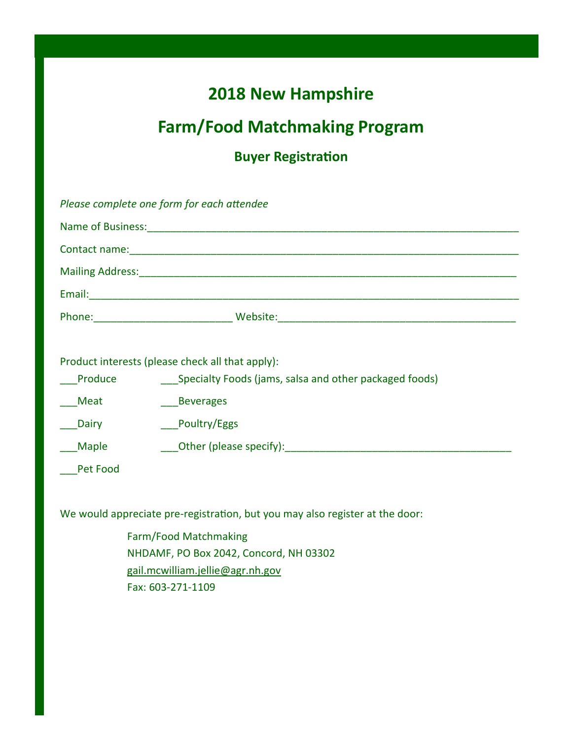# 2018 New Hampshire

# Farm/Food Matchmaking Program

## Buyer Registration

*Please complete one form for each attendee*

Name of Business:_______________________________________________________________

Contact name:__________________________________________________________________

Mailing Address:_________________________________________________________________

Email:_________________________________________________________________________

Phone:________________________ Website:________________________________________

Product interests (please check all that apply):

___Produce ___Specialty Foods (jams, salsa and other packaged foods)

___Meat ___Beverages

___Dairy ___Poultry/Eggs

___Maple ___Other (please specify):_______________________________________

___Pet Food

We would appreciate pre-registration, but you may also register at the door:

Farm/Food Matchmaking
NHDAMF, PO Box 2042, Concord, NH 03302
gail.mcwilliam.jellie@agr.nh.gov
Fax: 603-271-1109